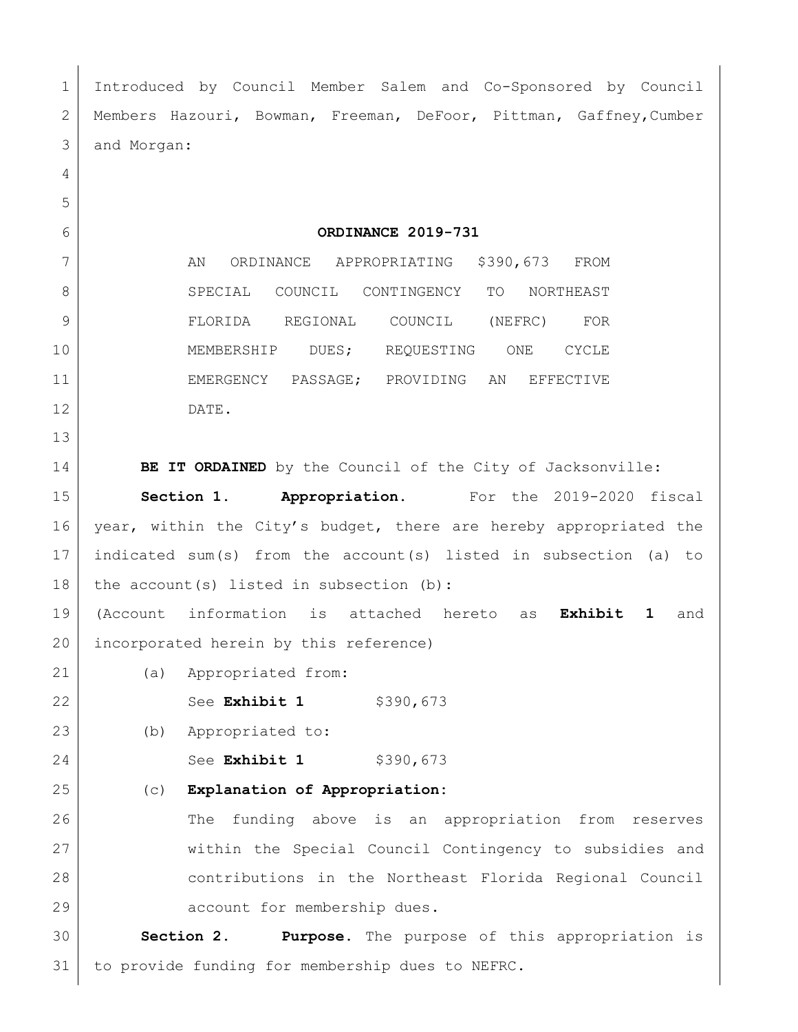Introduced by Council Member Salem and Co-Sponsored by Council Members Hazouri, Bowman, Freeman, DeFoor, Pittman, Gaffney,Cumber and Morgan:

# ORDINANCE 2019-731

AN ORDINANCE APPROPRIATING $390,673 FROM SPECIAL COUNCIL CONTINGENCY TO NORTHEAST FLORIDA REGIONAL COUNCIL (NEFRC) FOR MEMBERSHIP DUES; REQUESTING ONE CYCLE EMERGENCY PASSAGE; PROVIDING AN EFFECTIVE DATE.

**BE IT ORDAINED** by the Council of the City of Jacksonville:

**Section 1. Appropriation.** For the 2019-2020 fiscal year, within the City's budget, there are hereby appropriated the indicated sum(s) from the account(s) listed in subsection (a) to the account(s) listed in subsection (b):

(Account information is attached hereto as **Exhibit 1** and incorporated herein by this reference)

(a) Appropriated from:

See **Exhibit 1** $390,673

(b) Appropriated to:

See **Exhibit 1** $390,673

(c) **Explanation of Appropriation:**

The funding above is an appropriation from reserves within the Special Council Contingency to subsidies and contributions in the Northeast Florida Regional Council account for membership dues.

**Section 2. Purpose.** The purpose of this appropriation is to provide funding for membership dues to NEFRC.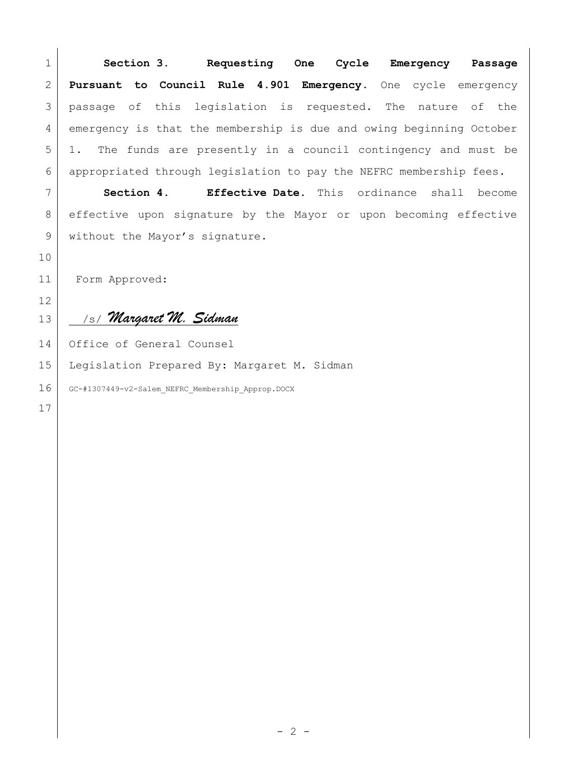**Section 3. Requesting One Cycle Emergency Passage Pursuant to Council Rule 4.901 Emergency.** One cycle emergency passage of this legislation is requested. The nature of the emergency is that the membership is due and owing beginning October 1. The funds are presently in a council contingency and must be appropriated through legislation to pay the NEFRC membership fees.

**Section 4. Effective Date.** This ordinance shall become effective upon signature by the Mayor or upon becoming effective without the Mayor's signature.

Form Approved:

/s/ *Margaret M. Sidman*

Office of General Counsel

Legislation Prepared By: Margaret M. Sidman

GC-#1307449-v2-Salem_NEFRC_Membership_Approp.DOCX